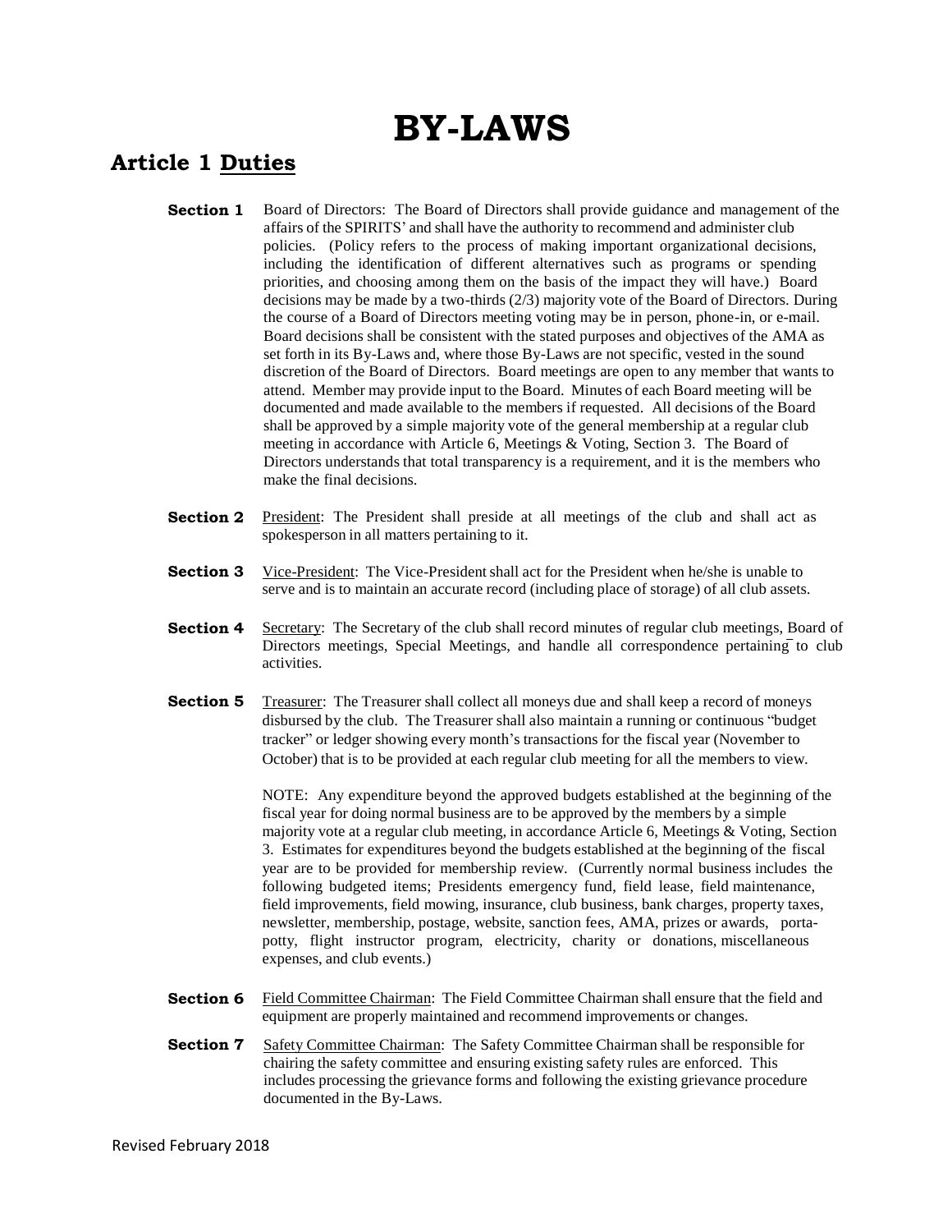# BY-LAWS

## Article 1 Duties

**Section 1** Board of Directors: The Board of Directors shall provide guidance and management of the affairs of the SPIRITS' and shall have the authority to recommend and administer club policies. (Policy refers to the process of making important organizational decisions, including the identification of different alternatives such as programs or spending priorities, and choosing among them on the basis of the impact they will have.) Board decisions may be made by a two-thirds (2/3) majority vote of the Board of Directors. During the course of a Board of Directors meeting voting may be in person, phone-in, or e-mail. Board decisions shall be consistent with the stated purposes and objectives of the AMA as set forth in its By-Laws and, where those By-Laws are not specific, vested in the sound discretion of the Board of Directors. Board meetings are open to any member that wants to attend. Member may provide input to the Board. Minutes of each Board meeting will be documented and made available to the members if requested. All decisions of the Board shall be approved by a simple majority vote of the general membership at a regular club meeting in accordance with Article 6, Meetings & Voting, Section 3. The Board of Directors understands that total transparency is a requirement, and it is the members who make the final decisions.

**Section 2** President: The President shall preside at all meetings of the club and shall act as spokesperson in all matters pertaining to it.

**Section 3** Vice-President: The Vice-President shall act for the President when he/she is unable to serve and is to maintain an accurate record (including place of storage) of all club assets.

**Section 4** Secretary: The Secretary of the club shall record minutes of regular club meetings, Board of Directors meetings, Special Meetings, and handle all correspondence pertaining to club activities.

**Section 5** Treasurer: The Treasurer shall collect all moneys due and shall keep a record of moneys disbursed by the club. The Treasurer shall also maintain a running or continuous "budget tracker" or ledger showing every month's transactions for the fiscal year (November to October) that is to be provided at each regular club meeting for all the members to view.

NOTE: Any expenditure beyond the approved budgets established at the beginning of the fiscal year for doing normal business are to be approved by the members by a simple majority vote at a regular club meeting, in accordance Article 6, Meetings & Voting, Section 3. Estimates for expenditures beyond the budgets established at the beginning of the fiscal year are to be provided for membership review. (Currently normal business includes the following budgeted items; Presidents emergency fund, field lease, field maintenance, field improvements, field mowing, insurance, club business, bank charges, property taxes, newsletter, membership, postage, website, sanction fees, AMA, prizes or awards, porta-potty, flight instructor program, electricity, charity or donations, miscellaneous expenses, and club events.)

**Section 6** Field Committee Chairman: The Field Committee Chairman shall ensure that the field and equipment are properly maintained and recommend improvements or changes.

**Section 7** Safety Committee Chairman: The Safety Committee Chairman shall be responsible for chairing the safety committee and ensuring existing safety rules are enforced. This includes processing the grievance forms and following the existing grievance procedure documented in the By-Laws.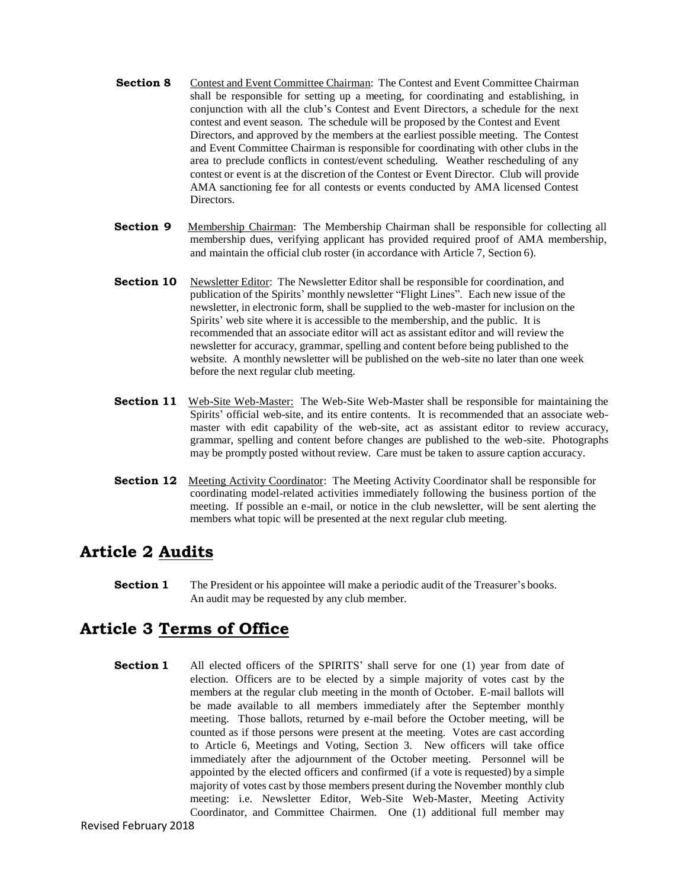**Section 8** Contest and Event Committee Chairman: The Contest and Event Committee Chairman shall be responsible for setting up a meeting, for coordinating and establishing, in conjunction with all the club's Contest and Event Directors, a schedule for the next contest and event season. The schedule will be proposed by the Contest and Event Directors, and approved by the members at the earliest possible meeting. The Contest and Event Committee Chairman is responsible for coordinating with other clubs in the area to preclude conflicts in contest/event scheduling. Weather rescheduling of any contest or event is at the discretion of the Contest or Event Director. Club will provide AMA sanctioning fee for all contests or events conducted by AMA licensed Contest Directors.

**Section 9** Membership Chairman: The Membership Chairman shall be responsible for collecting all membership dues, verifying applicant has provided required proof of AMA membership, and maintain the official club roster (in accordance with Article 7, Section 6).

**Section 10** Newsletter Editor: The Newsletter Editor shall be responsible for coordination, and publication of the Spirits' monthly newsletter "Flight Lines". Each new issue of the newsletter, in electronic form, shall be supplied to the web-master for inclusion on the Spirits' web site where it is accessible to the membership, and the public. It is recommended that an associate editor will act as assistant editor and will review the newsletter for accuracy, grammar, spelling and content before being published to the website. A monthly newsletter will be published on the web-site no later than one week before the next regular club meeting.

**Section 11** Web-Site Web-Master: The Web-Site Web-Master shall be responsible for maintaining the Spirits' official web-site, and its entire contents. It is recommended that an associate web-master with edit capability of the web-site, act as assistant editor to review accuracy, grammar, spelling and content before changes are published to the web-site. Photographs may be promptly posted without review. Care must be taken to assure caption accuracy.

**Section 12** Meeting Activity Coordinator: The Meeting Activity Coordinator shall be responsible for coordinating model-related activities immediately following the business portion of the meeting. If possible an e-mail, or notice in the club newsletter, will be sent alerting the members what topic will be presented at the next regular club meeting.

## Article 2 Audits

**Section 1** The President or his appointee will make a periodic audit of the Treasurer's books. An audit may be requested by any club member.

## Article 3 Terms of Office

**Section 1** All elected officers of the SPIRITS' shall serve for one (1) year from date of election. Officers are to be elected by a simple majority of votes cast by the members at the regular club meeting in the month of October. E-mail ballots will be made available to all members immediately after the September monthly meeting. Those ballots, returned by e-mail before the October meeting, will be counted as if those persons were present at the meeting. Votes are cast according to Article 6, Meetings and Voting, Section 3. New officers will take office immediately after the adjournment of the October meeting. Personnel will be appointed by the elected officers and confirmed (if a vote is requested) by a simple majority of votes cast by those members present during the November monthly club meeting: i.e. Newsletter Editor, Web-Site Web-Master, Meeting Activity Coordinator, and Committee Chairmen. One (1) additional full member may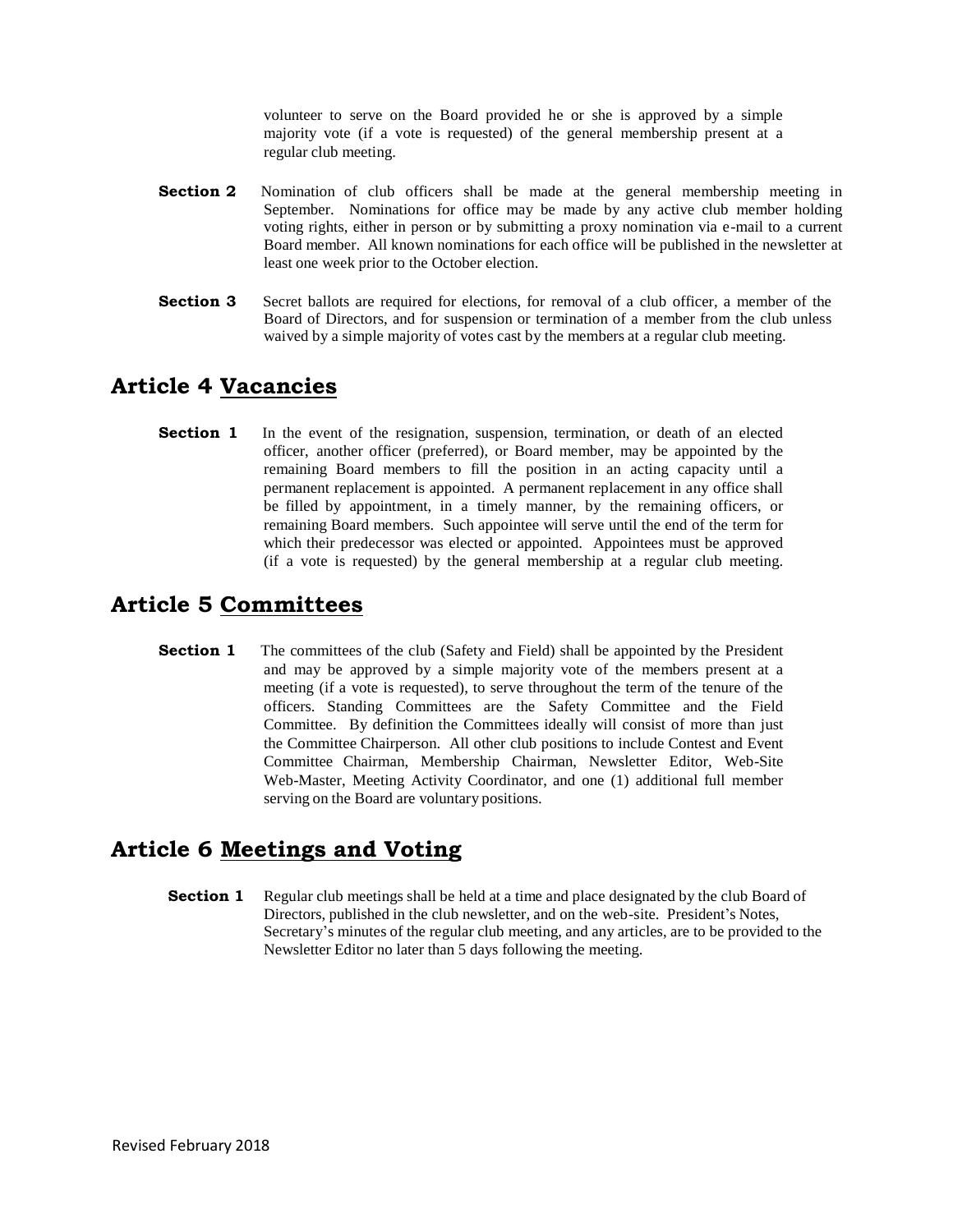volunteer to serve on the Board provided he or she is approved by a simple majority vote (if a vote is requested) of the general membership present at a regular club meeting.

**Section 2** Nomination of club officers shall be made at the general membership meeting in September. Nominations for office may be made by any active club member holding voting rights, either in person or by submitting a proxy nomination via e-mail to a current Board member. All known nominations for each office will be published in the newsletter at least one week prior to the October election.

**Section 3** Secret ballots are required for elections, for removal of a club officer, a member of the Board of Directors, and for suspension or termination of a member from the club unless waived by a simple majority of votes cast by the members at a regular club meeting.

## Article 4 <u>Vacancies</u>

**Section 1** In the event of the resignation, suspension, termination, or death of an elected officer, another officer (preferred), or Board member, may be appointed by the remaining Board members to fill the position in an acting capacity until a permanent replacement is appointed. A permanent replacement in any office shall be filled by appointment, in a timely manner, by the remaining officers, or remaining Board members. Such appointee will serve until the end of the term for which their predecessor was elected or appointed. Appointees must be approved (if a vote is requested) by the general membership at a regular club meeting.

## Article 5 <u>Committees</u>

**Section 1** The committees of the club (Safety and Field) shall be appointed by the President and may be approved by a simple majority vote of the members present at a meeting (if a vote is requested), to serve throughout the term of the tenure of the officers. Standing Committees are the Safety Committee and the Field Committee. By definition the Committees ideally will consist of more than just the Committee Chairperson. All other club positions to include Contest and Event Committee Chairman, Membership Chairman, Newsletter Editor, Web-Site Web-Master, Meeting Activity Coordinator, and one (1) additional full member serving on the Board are voluntary positions.

## Article 6 <u>Meetings and Voting</u>

**Section 1** Regular club meetings shall be held at a time and place designated by the club Board of Directors, published in the club newsletter, and on the web-site. President's Notes, Secretary's minutes of the regular club meeting, and any articles, are to be provided to the Newsletter Editor no later than 5 days following the meeting.

Revised February 2018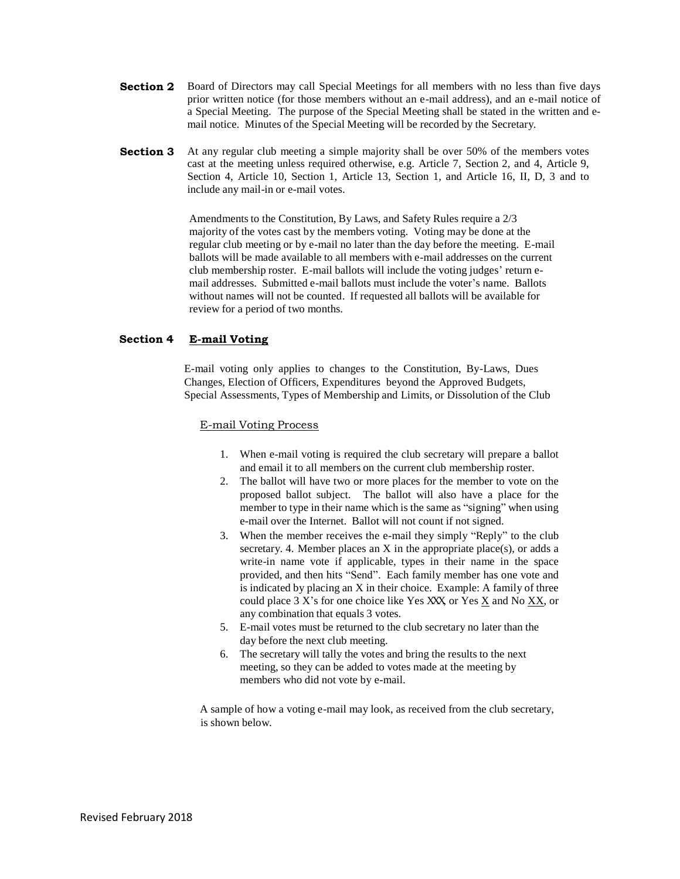**Section 2** Board of Directors may call Special Meetings for all members with no less than five days prior written notice (for those members without an e-mail address), and an e-mail notice of a Special Meeting. The purpose of the Special Meeting shall be stated in the written and e-mail notice. Minutes of the Special Meeting will be recorded by the Secretary.

**Section 3** At any regular club meeting a simple majority shall be over 50% of the members votes cast at the meeting unless required otherwise, e.g. Article 7, Section 2, and 4, Article 9, Section 4, Article 10, Section 1, Article 13, Section 1, and Article 16, II, D, 3 and to include any mail-in or e-mail votes.

Amendments to the Constitution, By Laws, and Safety Rules require a 2/3 majority of the votes cast by the members voting. Voting may be done at the regular club meeting or by e-mail no later than the day before the meeting. E-mail ballots will be made available to all members with e-mail addresses on the current club membership roster. E-mail ballots will include the voting judges' return e-mail addresses. Submitted e-mail ballots must include the voter's name. Ballots without names will not be counted. If requested all ballots will be available for review for a period of two months.

**Section 4 <u>E-mail Voting</u>**

E-mail voting only applies to changes to the Constitution, By-Laws, Dues Changes, Election of Officers, Expenditures beyond the Approved Budgets, Special Assessments, Types of Membership and Limits, or Dissolution of the Club

<u>E-mail Voting Process</u>

1. When e-mail voting is required the club secretary will prepare a ballot and email it to all members on the current club membership roster.
2. The ballot will have two or more places for the member to vote on the proposed ballot subject. The ballot will also have a place for the member to type in their name which is the same as "signing" when using e-mail over the Internet. Ballot will not count if not signed.
3. When the member receives the e-mail they simply "Reply" to the club secretary. 4. Member places an X in the appropriate place(s), or adds a write-in name vote if applicable, types in their name in the space provided, and then hits "Send". Each family member has one vote and is indicated by placing an X in their choice. Example: A family of three could place 3 X's for one choice like Yes XXX, or Yes <u>X</u> and No <u>XX</u>, or any combination that equals 3 votes.
5. E-mail votes must be returned to the club secretary no later than the day before the next club meeting.
6. The secretary will tally the votes and bring the results to the next meeting, so they can be added to votes made at the meeting by members who did not vote by e-mail.

A sample of how a voting e-mail may look, as received from the club secretary, is shown below.

Revised February 2018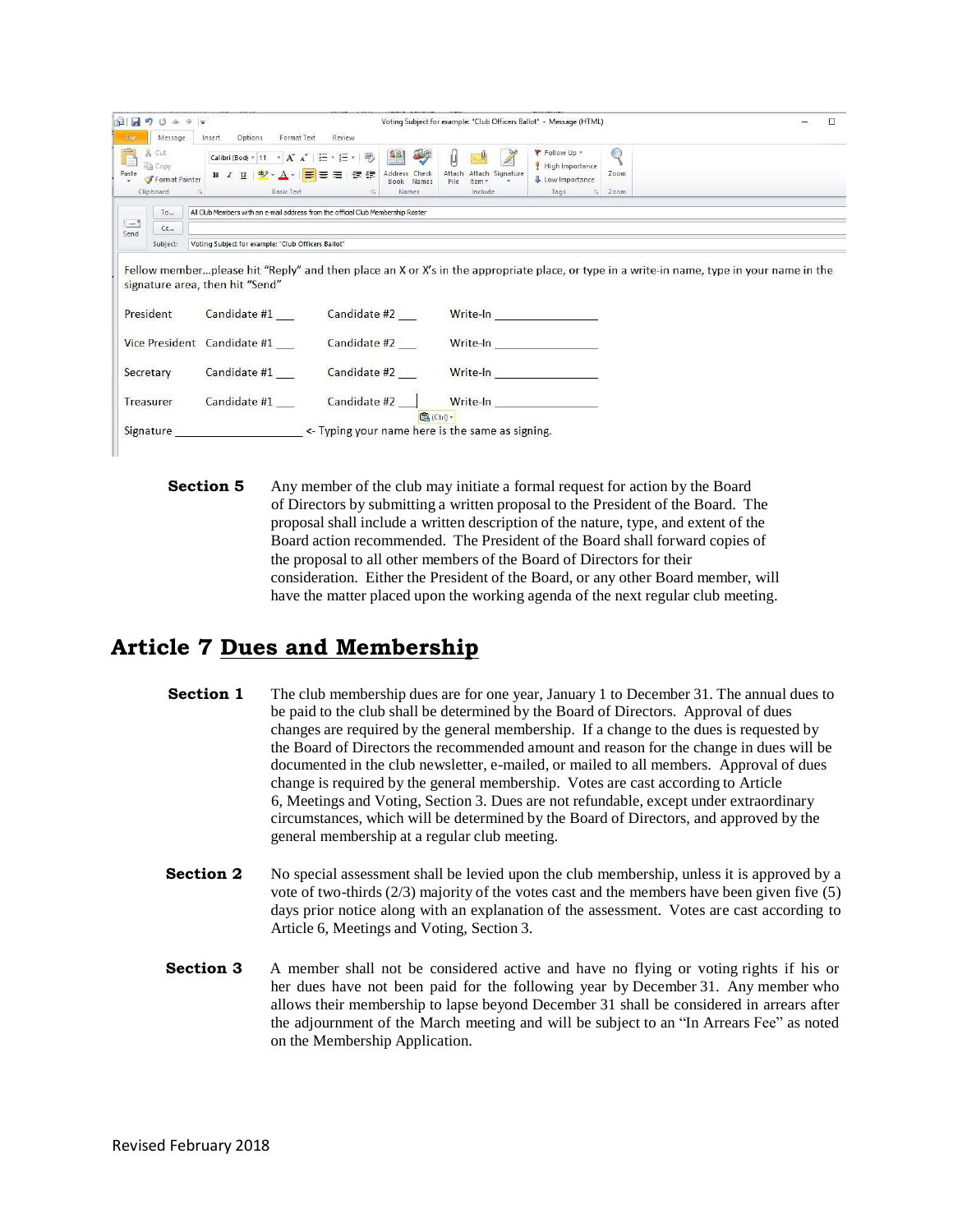Voting Subject for example: "Club Officers Ballot" - Message (HTML)

To... All Club Members with an e-mail address from the official Club Membership Roster

Cc...

Subject: Voting Subject for example: "Club Officers Ballot"

Fellow member...please hit "Reply" and then place an X or X's in the appropriate place, or type in a write-in name, type in your name in the signature area, then hit "Send"

| | | | |
|---|---|---|---|
| President | Candidate #1 ___ | Candidate #2 ___ | Write-In ______________ |
| Vice President | Candidate #1 ___ | Candidate #2 ___ | Write-In ______________ |
| Secretary | Candidate #1 ___ | Candidate #2 ___ | Write-In ______________ |
| Treasurer | Candidate #1 ___ | Candidate #2 ___ | Write-In ______________ |

Signature ________________ <- Typing your name here is the same as signing.

**Section 5** Any member of the club may initiate a formal request for action by the Board of Directors by submitting a written proposal to the President of the Board. The proposal shall include a written description of the nature, type, and extent of the Board action recommended. The President of the Board shall forward copies of the proposal to all other members of the Board of Directors for their consideration. Either the President of the Board, or any other Board member, will have the matter placed upon the working agenda of the next regular club meeting.

## Article 7 Dues and Membership

**Section 1** The club membership dues are for one year, January 1 to December 31. The annual dues to be paid to the club shall be determined by the Board of Directors. Approval of dues changes are required by the general membership. If a change to the dues is requested by the Board of Directors the recommended amount and reason for the change in dues will be documented in the club newsletter, e-mailed, or mailed to all members. Approval of dues change is required by the general membership. Votes are cast according to Article 6, Meetings and Voting, Section 3. Dues are not refundable, except under extraordinary circumstances, which will be determined by the Board of Directors, and approved by the general membership at a regular club meeting.

**Section 2** No special assessment shall be levied upon the club membership, unless it is approved by a vote of two-thirds (2/3) majority of the votes cast and the members have been given five (5) days prior notice along with an explanation of the assessment. Votes are cast according to Article 6, Meetings and Voting, Section 3.

**Section 3** A member shall not be considered active and have no flying or voting rights if his or her dues have not been paid for the following year by December 31. Any member who allows their membership to lapse beyond December 31 shall be considered in arrears after the adjournment of the March meeting and will be subject to an "In Arrears Fee" as noted on the Membership Application.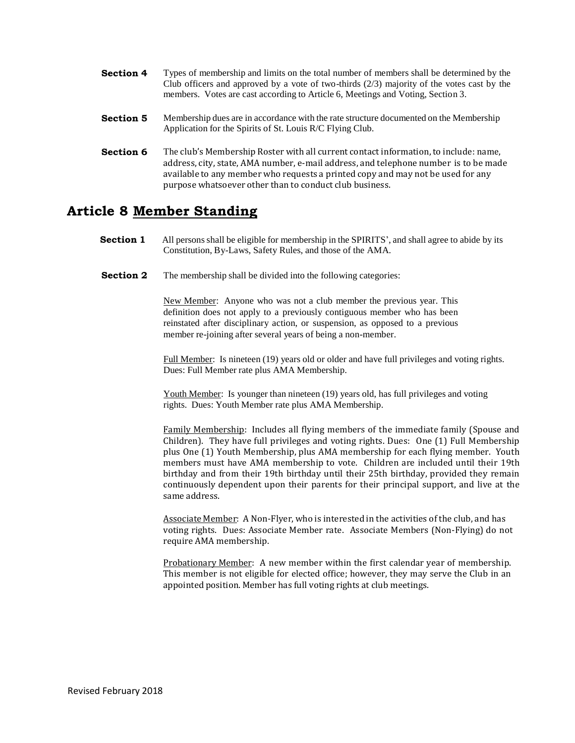**Section 4** Types of membership and limits on the total number of members shall be determined by the Club officers and approved by a vote of two-thirds (2/3) majority of the votes cast by the members. Votes are cast according to Article 6, Meetings and Voting, Section 3.

**Section 5** Membership dues are in accordance with the rate structure documented on the Membership Application for the Spirits of St. Louis R/C Flying Club.

**Section 6** The club's Membership Roster with all current contact information, to include: name, address, city, state, AMA number, e-mail address, and telephone number is to be made available to any member who requests a printed copy and may not be used for any purpose whatsoever other than to conduct club business.

## Article 8 Member Standing

**Section 1** All persons shall be eligible for membership in the SPIRITS', and shall agree to abide by its Constitution, By-Laws, Safety Rules, and those of the AMA.

**Section 2** The membership shall be divided into the following categories:

New Member: Anyone who was not a club member the previous year. This definition does not apply to a previously contiguous member who has been reinstated after disciplinary action, or suspension, as opposed to a previous member re-joining after several years of being a non-member.

Full Member: Is nineteen (19) years old or older and have full privileges and voting rights. Dues: Full Member rate plus AMA Membership.

Youth Member: Is younger than nineteen (19) years old, has full privileges and voting rights. Dues: Youth Member rate plus AMA Membership.

Family Membership: Includes all flying members of the immediate family (Spouse and Children). They have full privileges and voting rights. Dues: One (1) Full Membership plus One (1) Youth Membership, plus AMA membership for each flying member. Youth members must have AMA membership to vote. Children are included until their 19th birthday and from their 19th birthday until their 25th birthday, provided they remain continuously dependent upon their parents for their principal support, and live at the same address.

Associate Member: A Non-Flyer, who is interested in the activities of the club, and has voting rights. Dues: Associate Member rate. Associate Members (Non-Flying) do not require AMA membership.

Probationary Member: A new member within the first calendar year of membership. This member is not eligible for elected office; however, they may serve the Club in an appointed position. Member has full voting rights at club meetings.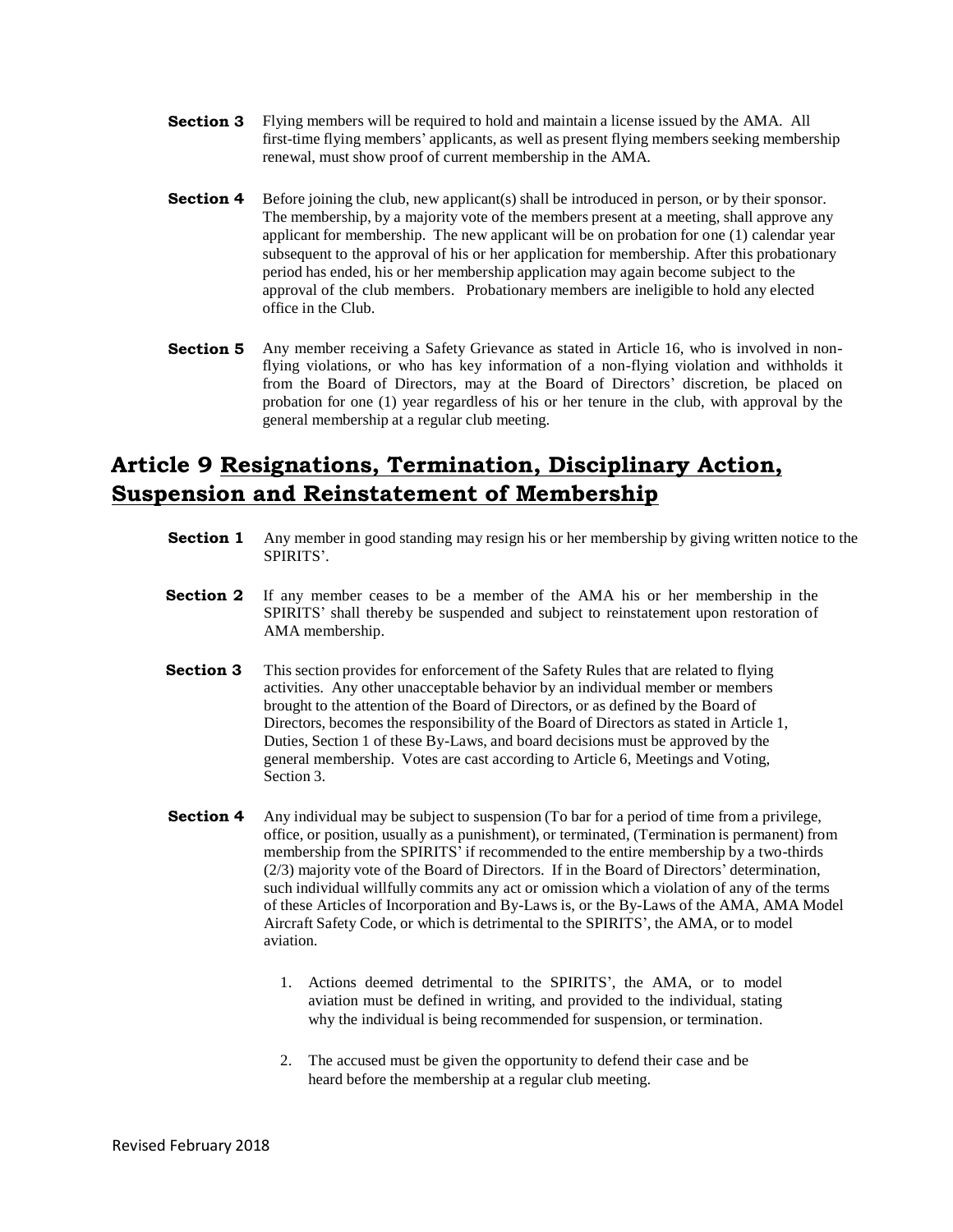**Section 3** Flying members will be required to hold and maintain a license issued by the AMA. All first-time flying members' applicants, as well as present flying members seeking membership renewal, must show proof of current membership in the AMA.

**Section 4** Before joining the club, new applicant(s) shall be introduced in person, or by their sponsor. The membership, by a majority vote of the members present at a meeting, shall approve any applicant for membership. The new applicant will be on probation for one (1) calendar year subsequent to the approval of his or her application for membership. After this probationary period has ended, his or her membership application may again become subject to the approval of the club members. Probationary members are ineligible to hold any elected office in the Club.

**Section 5** Any member receiving a Safety Grievance as stated in Article 16, who is involved in non-flying violations, or who has key information of a non-flying violation and withholds it from the Board of Directors, may at the Board of Directors' discretion, be placed on probation for one (1) year regardless of his or her tenure in the club, with approval by the general membership at a regular club meeting.

## Article 9 Resignations, Termination, Disciplinary Action, Suspension and Reinstatement of Membership

**Section 1** Any member in good standing may resign his or her membership by giving written notice to the SPIRITS'.

**Section 2** If any member ceases to be a member of the AMA his or her membership in the SPIRITS' shall thereby be suspended and subject to reinstatement upon restoration of AMA membership.

**Section 3** This section provides for enforcement of the Safety Rules that are related to flying activities. Any other unacceptable behavior by an individual member or members brought to the attention of the Board of Directors, or as defined by the Board of Directors, becomes the responsibility of the Board of Directors as stated in Article 1, Duties, Section 1 of these By-Laws, and board decisions must be approved by the general membership. Votes are cast according to Article 6, Meetings and Voting, Section 3.

**Section 4** Any individual may be subject to suspension (To bar for a period of time from a privilege, office, or position, usually as a punishment), or terminated, (Termination is permanent) from membership from the SPIRITS' if recommended to the entire membership by a two-thirds (2/3) majority vote of the Board of Directors. If in the Board of Directors' determination, such individual willfully commits any act or omission which a violation of any of the terms of these Articles of Incorporation and By-Laws is, or the By-Laws of the AMA, AMA Model Aircraft Safety Code, or which is detrimental to the SPIRITS', the AMA, or to model aviation.

1. Actions deemed detrimental to the SPIRITS', the AMA, or to model aviation must be defined in writing, and provided to the individual, stating why the individual is being recommended for suspension, or termination.

2. The accused must be given the opportunity to defend their case and be heard before the membership at a regular club meeting.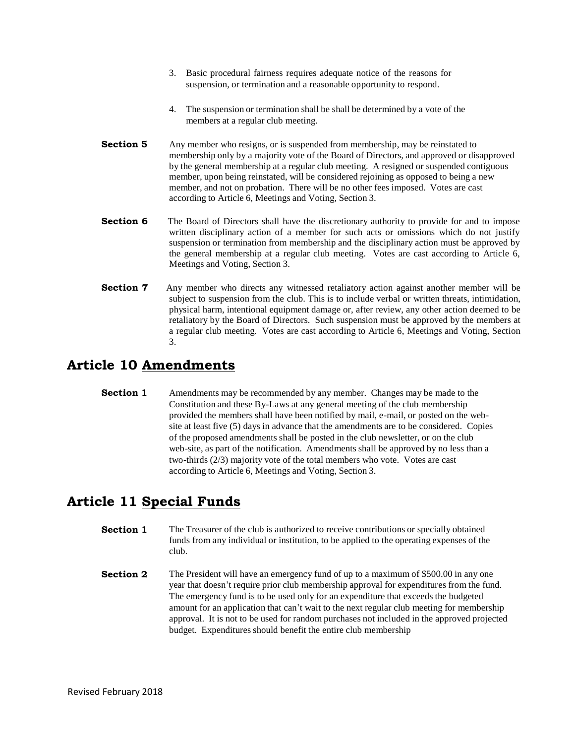3. Basic procedural fairness requires adequate notice of the reasons for suspension, or termination and a reasonable opportunity to respond.

4. The suspension or termination shall be shall be determined by a vote of the members at a regular club meeting.

**Section 5** Any member who resigns, or is suspended from membership, may be reinstated to membership only by a majority vote of the Board of Directors, and approved or disapproved by the general membership at a regular club meeting. A resigned or suspended contiguous member, upon being reinstated, will be considered rejoining as opposed to being a new member, and not on probation. There will be no other fees imposed. Votes are cast according to Article 6, Meetings and Voting, Section 3.

**Section 6** The Board of Directors shall have the discretionary authority to provide for and to impose written disciplinary action of a member for such acts or omissions which do not justify suspension or termination from membership and the disciplinary action must be approved by the general membership at a regular club meeting. Votes are cast according to Article 6, Meetings and Voting, Section 3.

**Section 7** Any member who directs any witnessed retaliatory action against another member will be subject to suspension from the club. This is to include verbal or written threats, intimidation, physical harm, intentional equipment damage or, after review, any other action deemed to be retaliatory by the Board of Directors. Such suspension must be approved by the members at a regular club meeting. Votes are cast according to Article 6, Meetings and Voting, Section 3.

## Article 10 Amendments

**Section 1** Amendments may be recommended by any member. Changes may be made to the Constitution and these By-Laws at any general meeting of the club membership provided the members shall have been notified by mail, e-mail, or posted on the web-site at least five (5) days in advance that the amendments are to be considered. Copies of the proposed amendments shall be posted in the club newsletter, or on the club web-site, as part of the notification. Amendments shall be approved by no less than a two-thirds (2/3) majority vote of the total members who vote. Votes are cast according to Article 6, Meetings and Voting, Section 3.

## Article 11 Special Funds

**Section 1** The Treasurer of the club is authorized to receive contributions or specially obtained funds from any individual or institution, to be applied to the operating expenses of the club.

**Section 2** The President will have an emergency fund of up to a maximum of $500.00 in any one year that doesn't require prior club membership approval for expenditures from the fund. The emergency fund is to be used only for an expenditure that exceeds the budgeted amount for an application that can't wait to the next regular club meeting for membership approval. It is not to be used for random purchases not included in the approved projected budget. Expenditures should benefit the entire club membership

Revised February 2018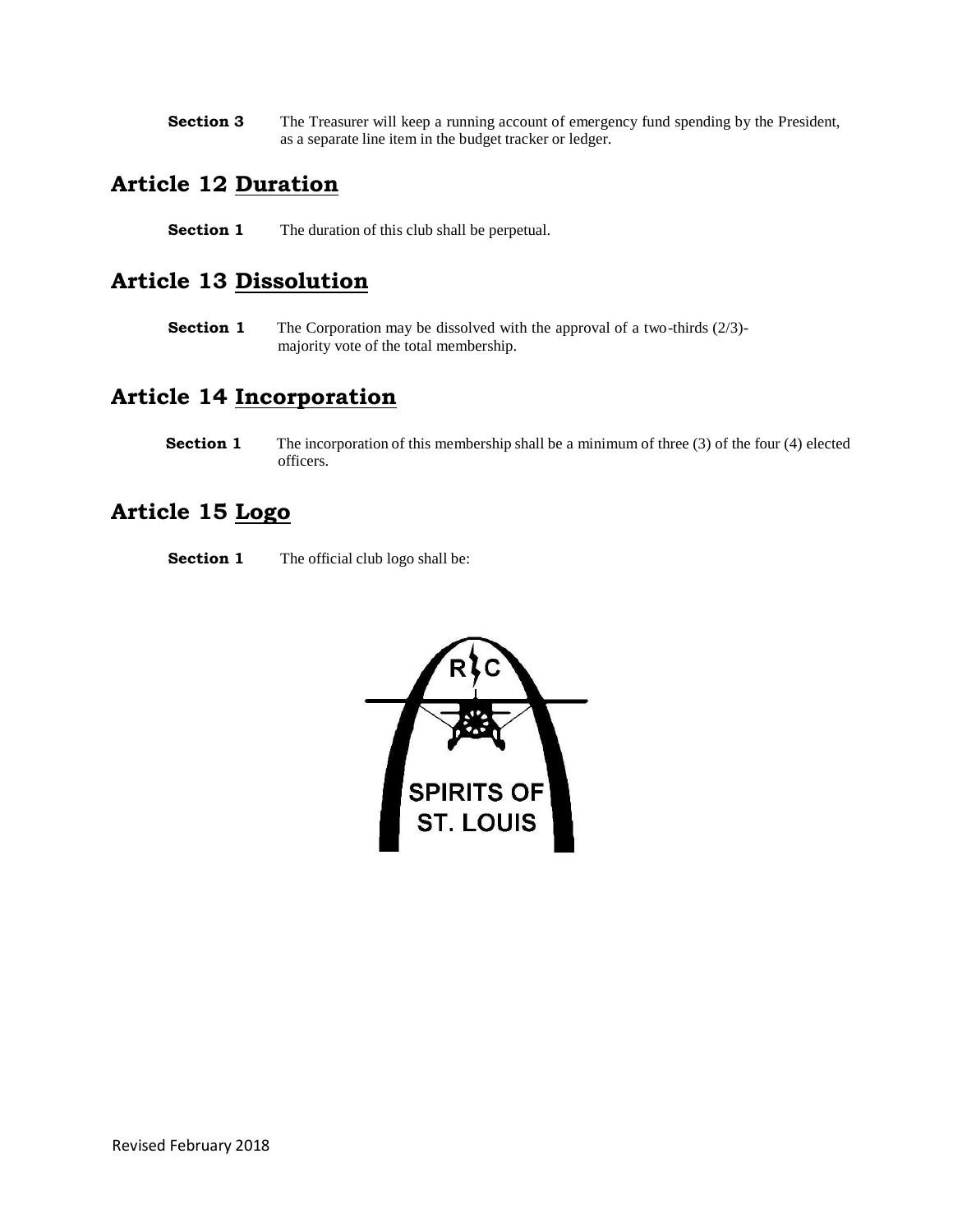**Section 3** The Treasurer will keep a running account of emergency fund spending by the President, as a separate line item in the budget tracker or ledger.

## Article 12 Duration

**Section 1** The duration of this club shall be perpetual.

## Article 13 Dissolution

**Section 1** The Corporation may be dissolved with the approval of a two-thirds (2/3)-majority vote of the total membership.

## Article 14 Incorporation

**Section 1** The incorporation of this membership shall be a minimum of three (3) of the four (4) elected officers.

## Article 15 Logo

**Section 1** The official club logo shall be:

Revised February 2018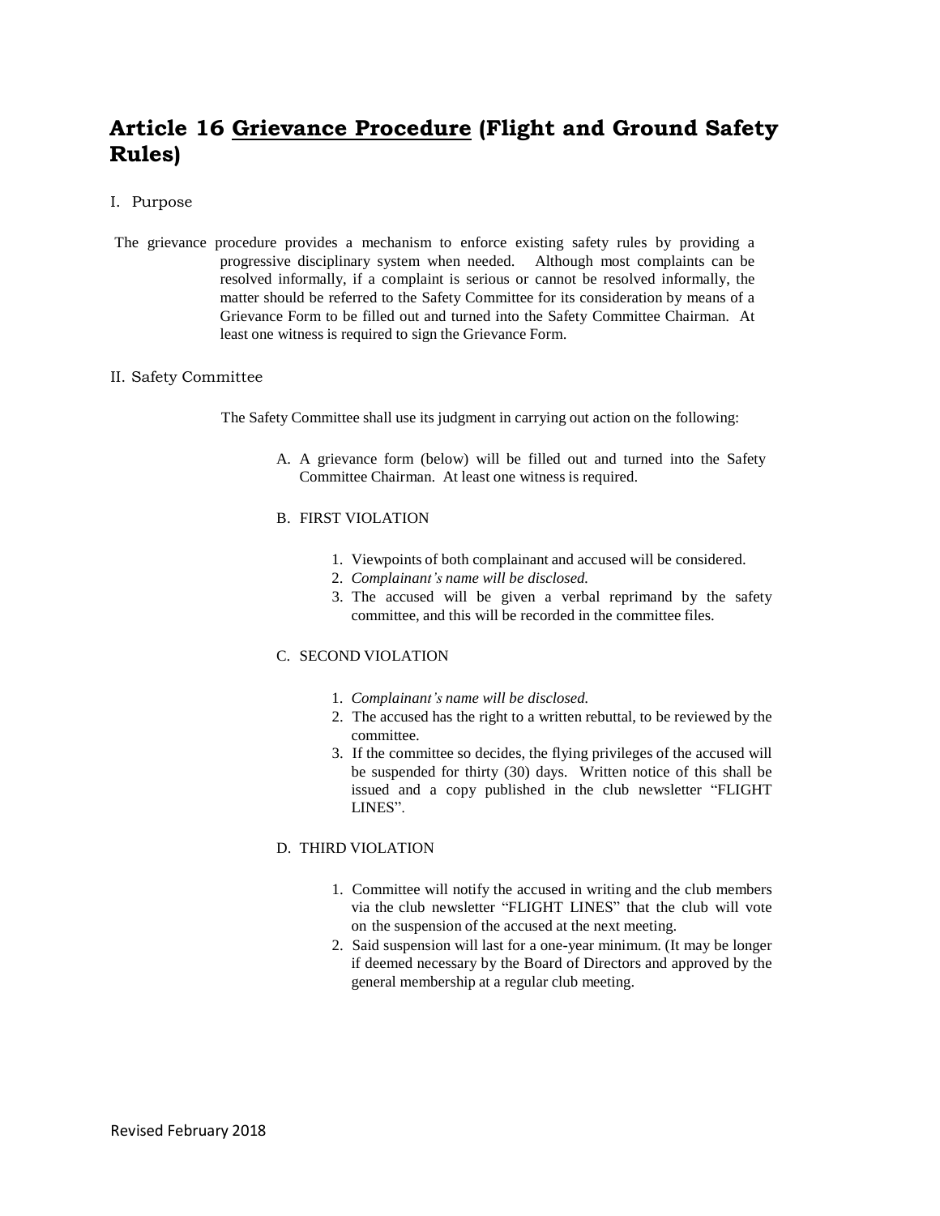# Article 16 <u>Grievance Procedure</u> (Flight and Ground Safety Rules)

I. Purpose

The grievance procedure provides a mechanism to enforce existing safety rules by providing a progressive disciplinary system when needed. Although most complaints can be resolved informally, if a complaint is serious or cannot be resolved informally, the matter should be referred to the Safety Committee for its consideration by means of a Grievance Form to be filled out and turned into the Safety Committee Chairman. At least one witness is required to sign the Grievance Form.

II. Safety Committee

The Safety Committee shall use its judgment in carrying out action on the following:

A. A grievance form (below) will be filled out and turned into the Safety Committee Chairman. At least one witness is required.

B. FIRST VIOLATION

1. Viewpoints of both complainant and accused will be considered.
2. *Complainant's name will be disclosed.*
3. The accused will be given a verbal reprimand by the safety committee, and this will be recorded in the committee files.

C. SECOND VIOLATION

1. *Complainant's name will be disclosed.*
2. The accused has the right to a written rebuttal, to be reviewed by the committee.
3. If the committee so decides, the flying privileges of the accused will be suspended for thirty (30) days. Written notice of this shall be issued and a copy published in the club newsletter "FLIGHT LINES".

D. THIRD VIOLATION

1. Committee will notify the accused in writing and the club members via the club newsletter "FLIGHT LINES" that the club will vote on the suspension of the accused at the next meeting.
2. Said suspension will last for a one-year minimum. (It may be longer if deemed necessary by the Board of Directors and approved by the general membership at a regular club meeting.

Revised February 2018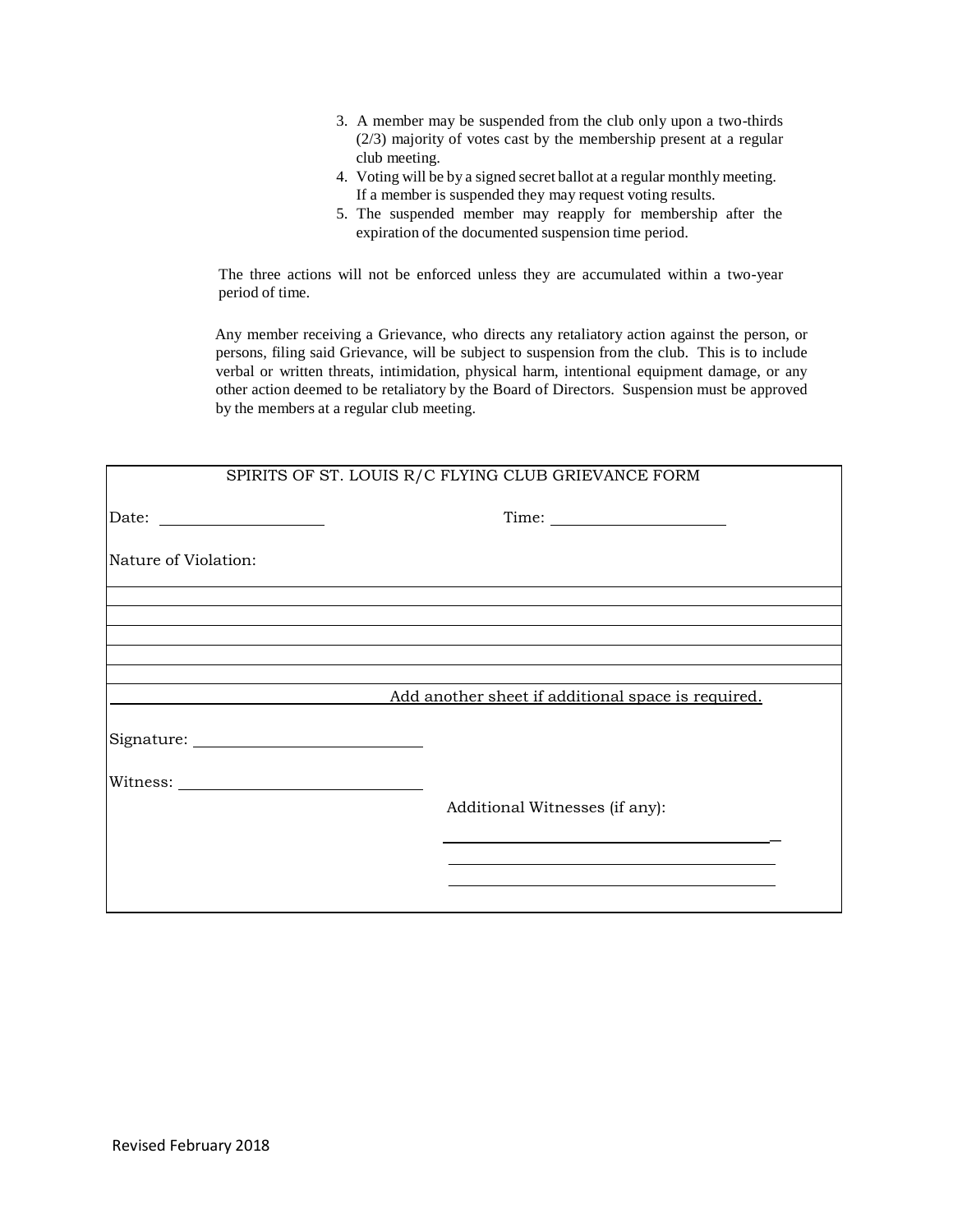3. A member may be suspended from the club only upon a two-thirds (2/3) majority of votes cast by the membership present at a regular club meeting.
4. Voting will be by a signed secret ballot at a regular monthly meeting. If a member is suspended they may request voting results.
5. The suspended member may reapply for membership after the expiration of the documented suspension time period.

The three actions will not be enforced unless they are accumulated within a two-year period of time.

Any member receiving a Grievance, who directs any retaliatory action against the person, or persons, filing said Grievance, will be subject to suspension from the club. This is to include verbal or written threats, intimidation, physical harm, intentional equipment damage, or any other action deemed to be retaliatory by the Board of Directors. Suspension must be approved by the members at a regular club meeting.

SPIRITS OF ST. LOUIS R/C FLYING CLUB GRIEVANCE FORM

Date: ____________________ Time: ____________________

Nature of Violation:

________________________________________________________________

________________________________________________________________

________________________________________________________________

________________________________________________________________

________________________________________________________________

Add another sheet if additional space is required.

Signature: ____________________________

Witness: ____________________________

Additional Witnesses (if any):

________________________________________

________________________________________

________________________________________